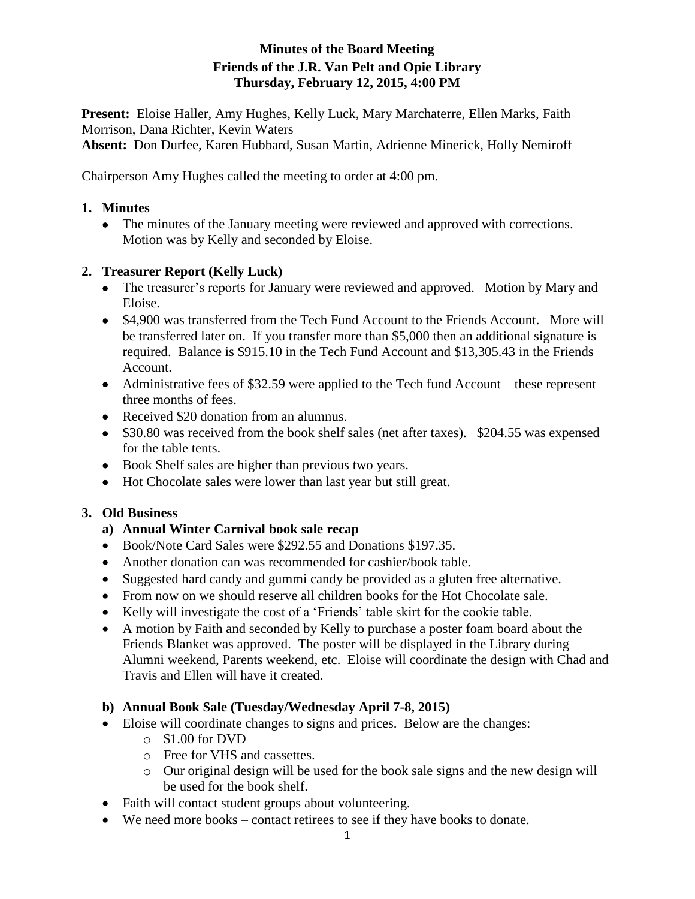**Minutes of the Board Meeting**
**Friends of the J.R. Van Pelt and Opie Library**
**Thursday, February 12, 2015, 4:00 PM**

**Present:** Eloise Haller, Amy Hughes, Kelly Luck, Mary Marchaterre, Ellen Marks, Faith Morrison, Dana Richter, Kevin Waters
**Absent:** Don Durfee, Karen Hubbard, Susan Martin, Adrienne Minerick, Holly Nemiroff

Chairperson Amy Hughes called the meeting to order at 4:00 pm.

1. **Minutes**
   - The minutes of the January meeting were reviewed and approved with corrections. Motion was by Kelly and seconded by Eloise.

2. **Treasurer Report (Kelly Luck)**
   - The treasurer's reports for January were reviewed and approved. Motion by Mary and Eloise.
   - $4,900 was transferred from the Tech Fund Account to the Friends Account. More will be transferred later on. If you transfer more than $5,000 then an additional signature is required. Balance is $915.10 in the Tech Fund Account and $13,305.43 in the Friends Account.
   - Administrative fees of $32.59 were applied to the Tech fund Account – these represent three months of fees.
   - Received $20 donation from an alumnus.
   - $30.80 was received from the book shelf sales (net after taxes). $204.55 was expensed for the table tents.
   - Book Shelf sales are higher than previous two years.
   - Hot Chocolate sales were lower than last year but still great.

3. **Old Business**

   **a) Annual Winter Carnival book sale recap**
   - Book/Note Card Sales were $292.55 and Donations $197.35.
   - Another donation can was recommended for cashier/book table.
   - Suggested hard candy and gummi candy be provided as a gluten free alternative.
   - From now on we should reserve all children books for the Hot Chocolate sale.
   - Kelly will investigate the cost of a 'Friends' table skirt for the cookie table.
   - A motion by Faith and seconded by Kelly to purchase a poster foam board about the Friends Blanket was approved. The poster will be displayed in the Library during Alumni weekend, Parents weekend, etc. Eloise will coordinate the design with Chad and Travis and Ellen will have it created.

   **b) Annual Book Sale (Tuesday/Wednesday April 7-8, 2015)**
   - Eloise will coordinate changes to signs and prices. Below are the changes:
     - $1.00 for DVD
     - Free for VHS and cassettes.
     - Our original design will be used for the book sale signs and the new design will be used for the book shelf.
   - Faith will contact student groups about volunteering.
   - We need more books – contact retirees to see if they have books to donate.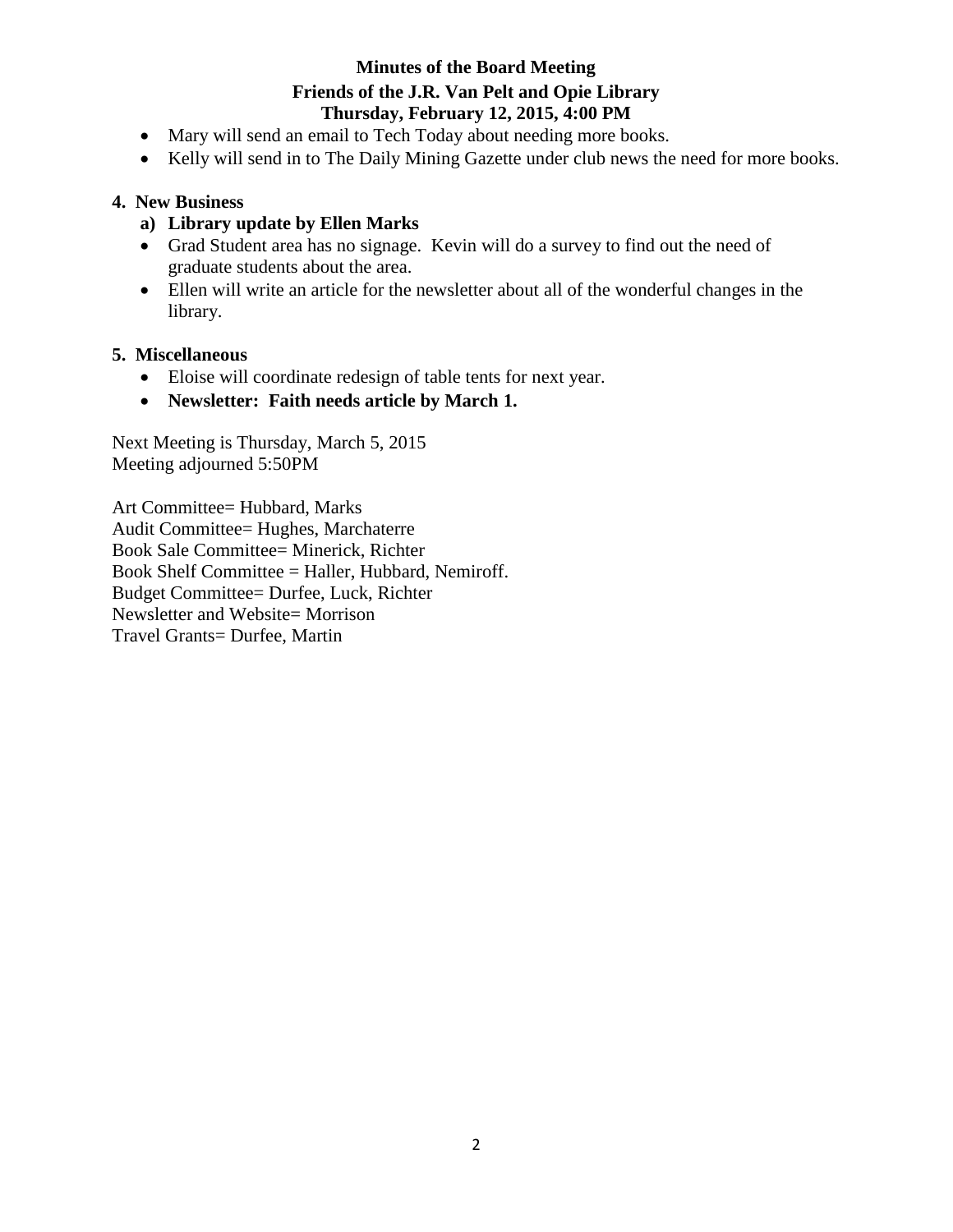**Minutes of the Board Meeting**
**Friends of the J.R. Van Pelt and Opie Library**
**Thursday, February 12, 2015, 4:00 PM**

- Mary will send an email to Tech Today about needing more books.
- Kelly will send in to The Daily Mining Gazette under club news the need for more books.

**4. New Business**

**a) Library update by Ellen Marks**

- Grad Student area has no signage. Kevin will do a survey to find out the need of graduate students about the area.
- Ellen will write an article for the newsletter about all of the wonderful changes in the library.

**5. Miscellaneous**

- Eloise will coordinate redesign of table tents for next year.
- **Newsletter: Faith needs article by March 1.**

Next Meeting is Thursday, March 5, 2015
Meeting adjourned 5:50PM

Art Committee= Hubbard, Marks
Audit Committee= Hughes, Marchaterre
Book Sale Committee= Minerick, Richter
Book Shelf Committee = Haller, Hubbard, Nemiroff.
Budget Committee= Durfee, Luck, Richter
Newsletter and Website= Morrison
Travel Grants= Durfee, Martin